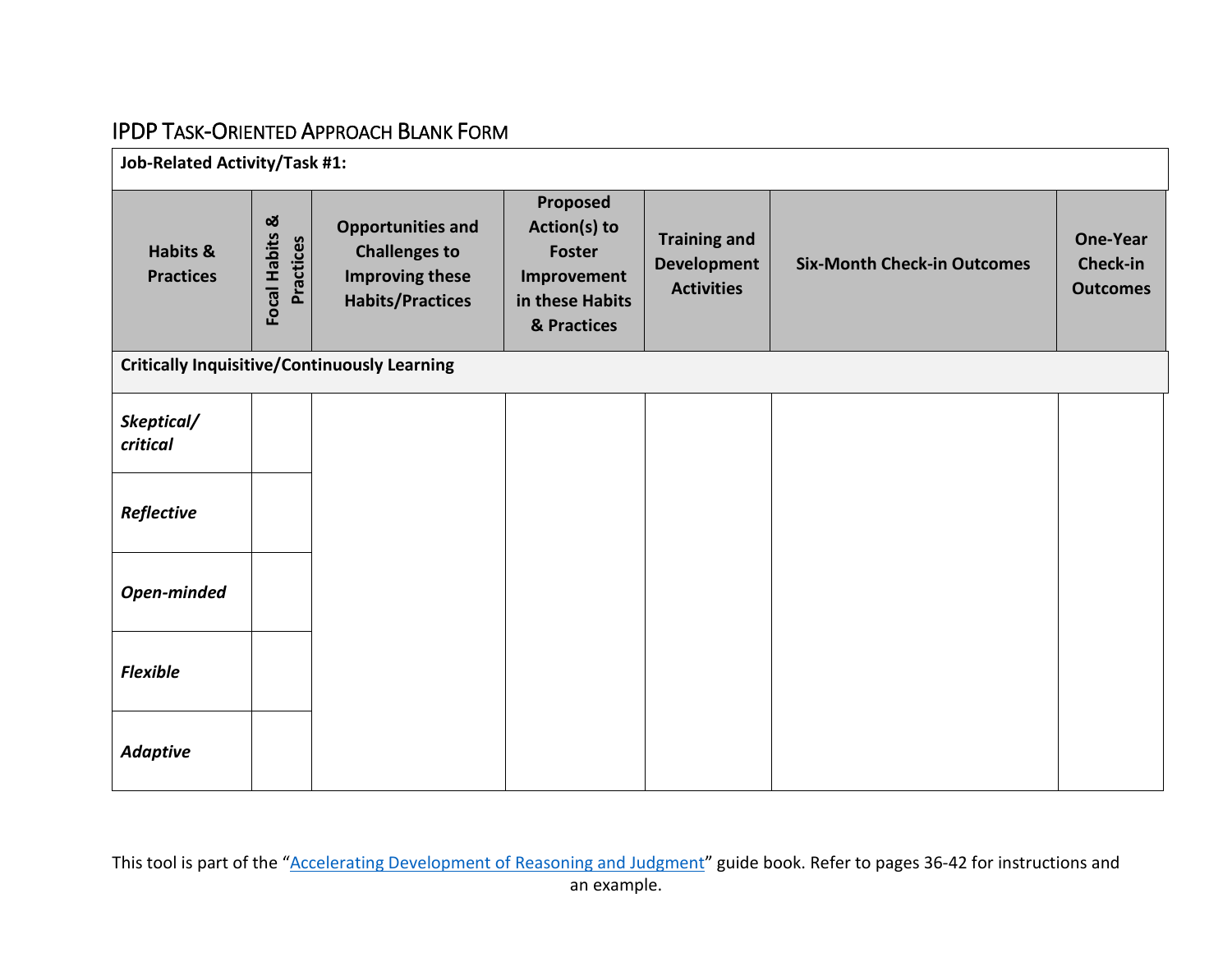## IPDP Task-Oriented Approach Blank Form

| **Job-Related Activity/Task #1:** | | | | | | |
|---|---|---|---|---|---|---|
| **Habits & Practices** | **Focal Habits & Practices** | **Opportunities and Challenges to Improving these Habits/Practices** | **Proposed Action(s) to Foster Improvement in these Habits & Practices** | **Training and Development Activities** | **Six-Month Check-in Outcomes** | **One-Year Check-in Outcomes** |
| **Critically Inquisitive/Continuously Learning** | | | | | | |
| ***Skeptical/ critical*** | | | | | | |
| ***Reflective*** | | | | | | |
| ***Open-minded*** | | | | | | |
| ***Flexible*** | | | | | | |
| ***Adaptive*** | | | | | | |

This tool is part of the "Accelerating Development of Reasoning and Judgment" guide book. Refer to pages 36-42 for instructions and an example.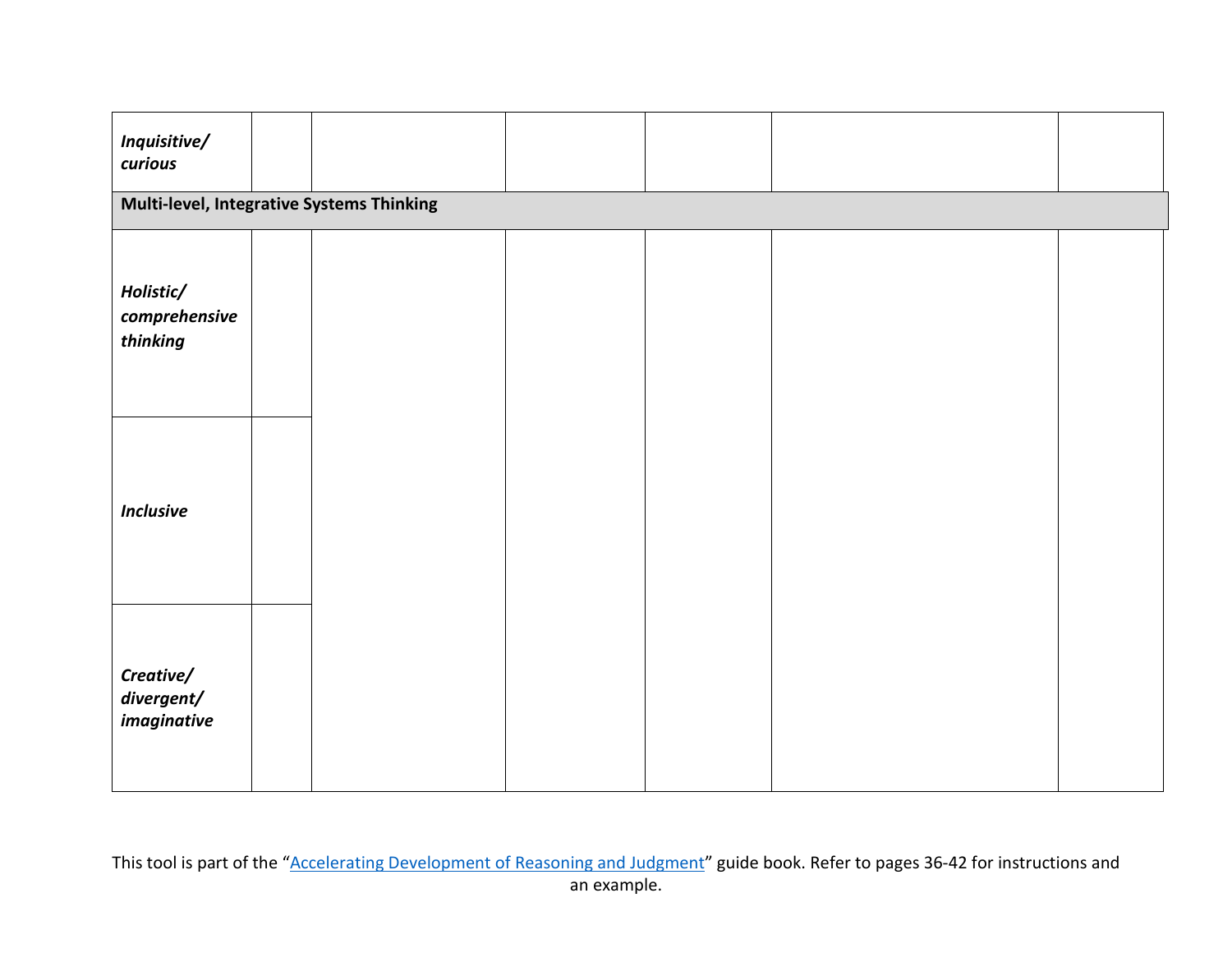| | | | | | | |
|---|---|---|---|---|---|---|
| ***Inquisitive/ curious*** | | | | | | |
| **Multi-level, Integrative Systems Thinking** | | | | | | |
| ***Holistic/ comprehensive thinking*** | | | | | | |
| ***Inclusive*** | | | | | | |
| ***Creative/ divergent/ imaginative*** | | | | | | |

This tool is part of the "[Accelerating Development of Reasoning and Judgment]" guide book. Refer to pages 36-42 for instructions and an example.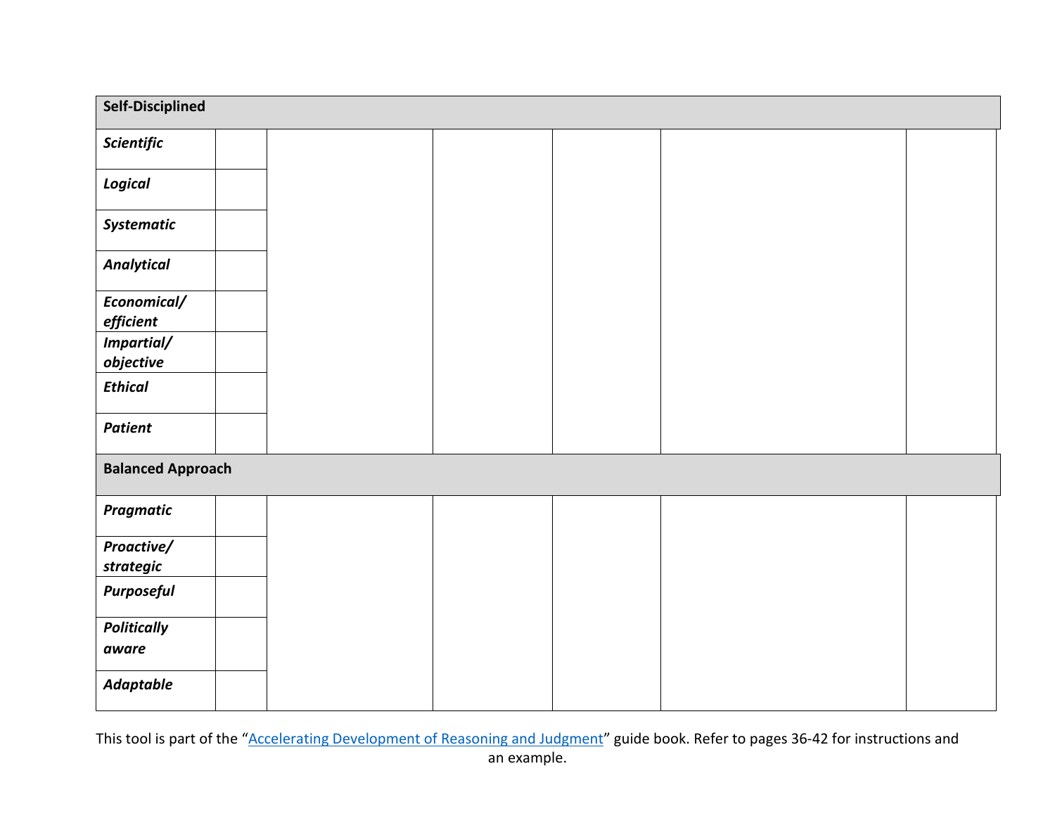| Self-Disciplined | | | | | | |
|---|---|---|---|---|---|---|
| ***Scientific*** | | | | | | |
| ***Logical*** | | | | | | |
| ***Systematic*** | | | | | | |
| ***Analytical*** | | | | | | |
| ***Economical/ efficient*** | | | | | | |
| ***Impartial/ objective*** | | | | | | |
| ***Ethical*** | | | | | | |
| ***Patient*** | | | | | | |
| **Balanced Approach** | | | | | | |
| ***Pragmatic*** | | | | | | |
| ***Proactive/ strategic*** | | | | | | |
| ***Purposeful*** | | | | | | |
| ***Politically aware*** | | | | | | |
| ***Adaptable*** | | | | | | |

This tool is part of the "Accelerating Development of Reasoning and Judgment" guide book. Refer to pages 36-42 for instructions and an example.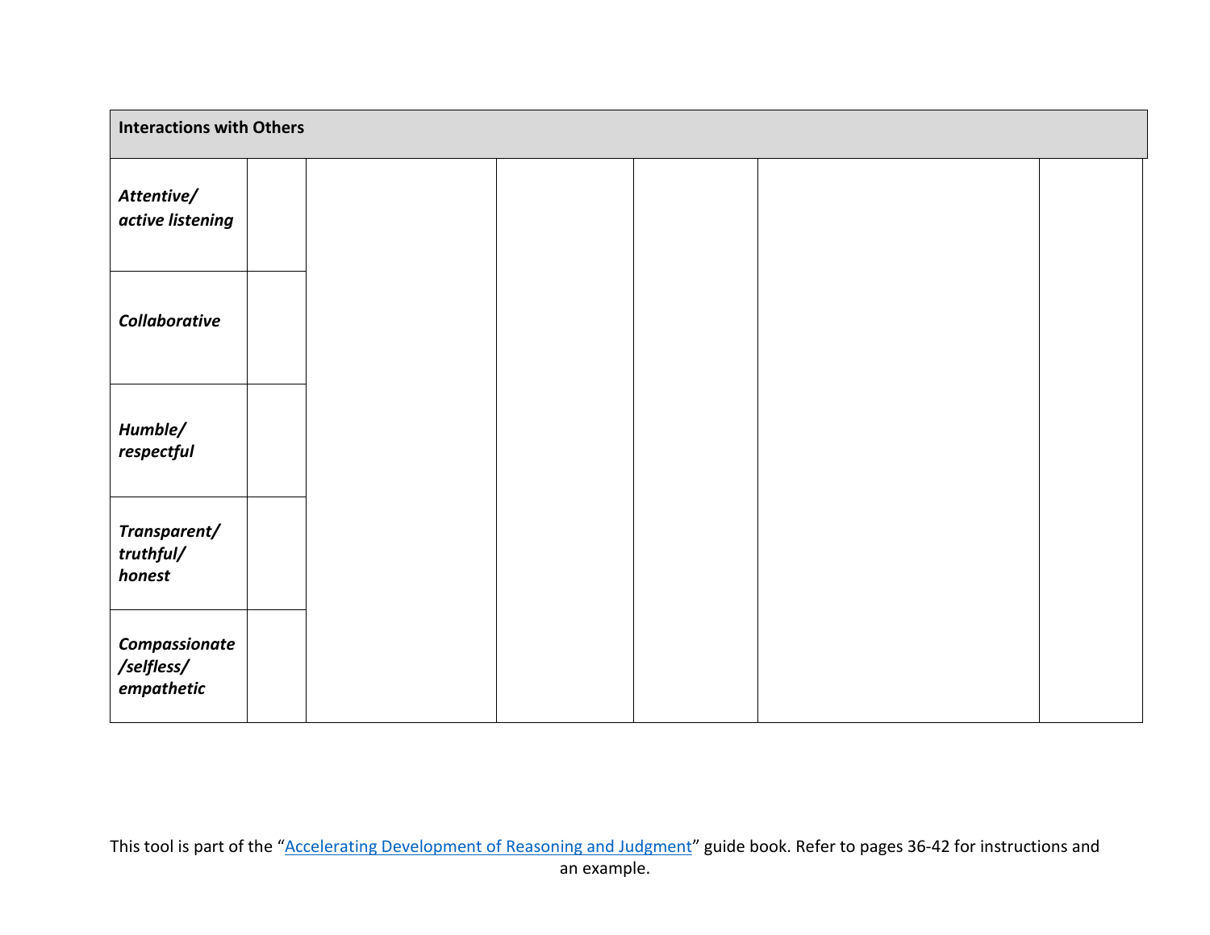| Interactions with Others | | | | | | |
|---|---|---|---|---|---|---|
| ***Attentive/ active listening*** | | | | | | |
| ***Collaborative*** | | | | | | |
| ***Humble/ respectful*** | | | | | | |
| ***Transparent/ truthful/ honest*** | | | | | | |
| ***Compassionate /selfless/ empathetic*** | | | | | | |

This tool is part of the "Accelerating Development of Reasoning and Judgment" guide book. Refer to pages 36-42 for instructions and an example.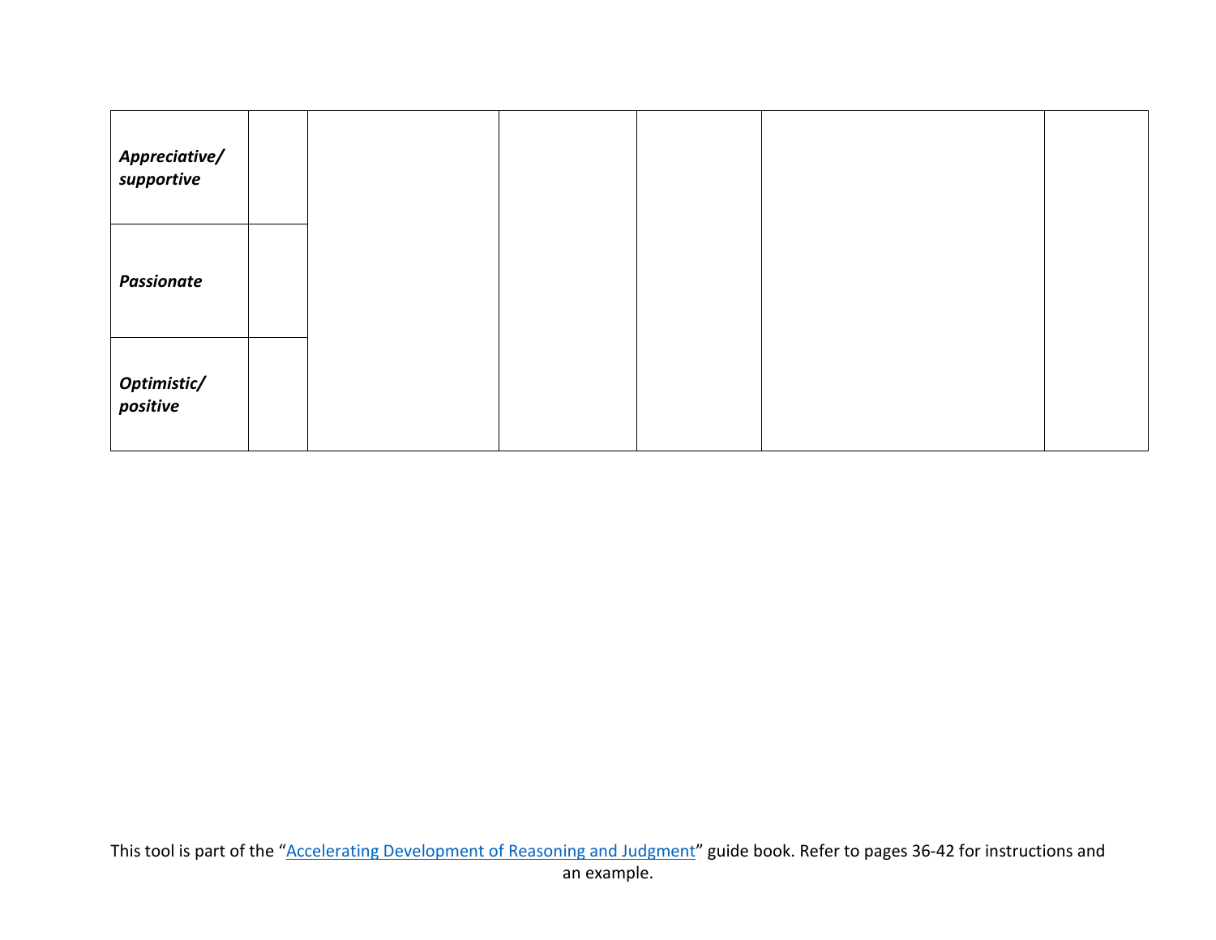| | | | | | | |
|---|---|---|---|---|---|---|
| ***Appreciative/ supportive*** | | | | | | |
| ***Passionate*** | | | | | | |
| ***Optimistic/ positive*** | | | | | | |

This tool is part of the "Accelerating Development of Reasoning and Judgment" guide book. Refer to pages 36-42 for instructions and an example.